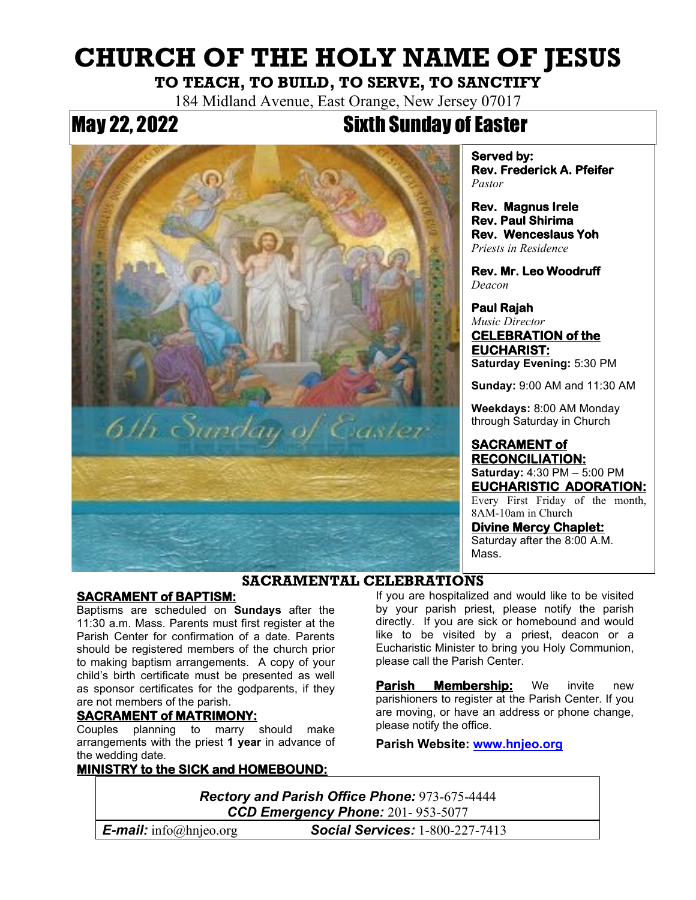# CHURCH OF THE HOLY NAME OF JESUS

**TO TEACH, TO BUILD, TO SERVE, TO SANCTIFY**

184 Midland Avenue, East Orange, New Jersey 07017

## May 22, 2022 — Sixth Sunday of Easter

6th Sunday of Easter

**Served by:**
**Rev. Frederick A. Pfeifer**
*Pastor*

**Rev. Magnus Irele**
**Rev. Paul Shirima**
**Rev. Wenceslaus Yoh**
*Priests in Residence*

**Rev. Mr. Leo Woodruff**
*Deacon*

**Paul Rajah**
*Music Director*

**CELEBRATION of the EUCHARIST:**
**Saturday Evening:** 5:30 PM

**Sunday:** 9:00 AM and 11:30 AM

**Weekdays:** 8:00 AM Monday through Saturday in Church

**SACRAMENT of RECONCILIATION:**
**Saturday:** 4:30 PM – 5:00 PM

**EUCHARISTIC ADORATION:**
Every First Friday of the month, 8AM-10am in Church

**Divine Mercy Chaplet:**
Saturday after the 8:00 A.M. Mass.

## SACRAMENTAL CELEBRATIONS

**SACRAMENT of BAPTISM:**
Baptisms are scheduled on **Sundays** after the 11:30 a.m. Mass. Parents must first register at the Parish Center for confirmation of a date. Parents should be registered members of the church prior to making baptism arrangements. A copy of your child's birth certificate must be presented as well as sponsor certificates for the godparents, if they are not members of the parish.

**SACRAMENT of MATRIMONY:**
Couples planning to marry should make arrangements with the priest **1 year** in advance of the wedding date.

**MINISTRY to the SICK and HOMEBOUND:**
If you are hospitalized and would like to be visited by your parish priest, please notify the parish directly. If you are sick or homebound and would like to be visited by a priest, deacon or a Eucharistic Minister to bring you Holy Communion, please call the Parish Center.

**Parish Membership:** We invite new parishioners to register at the Parish Center. If you are moving, or have an address or phone change, please notify the office.

**Parish Website: www.hnjeo.org**

***Rectory and Parish Office Phone:*** 973-675-4444
***CCD Emergency Phone:*** 201- 953-5077
***E-mail:*** info@hnjeo.org — ***Social Services:*** 1-800-227-7413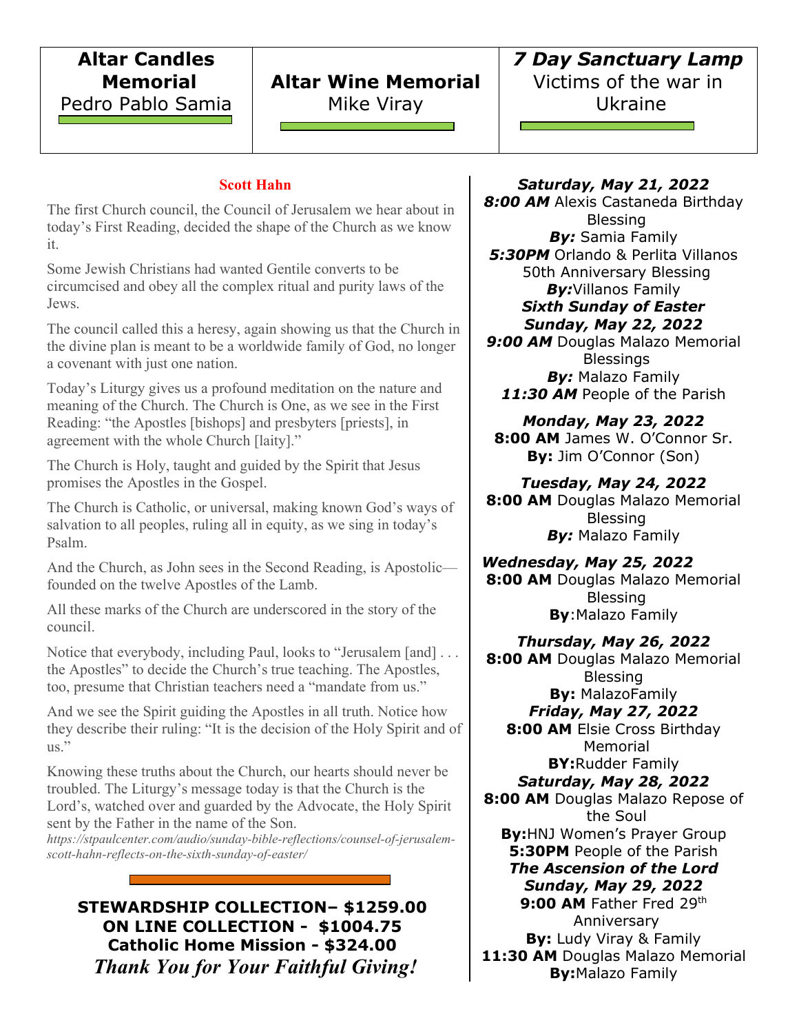**Altar Candles Memorial**
Pedro Pablo Samia

**Altar Wine Memorial**
Mike Viray

***7 Day Sanctuary Lamp***
Victims of the war in Ukraine

## Scott Hahn

The first Church council, the Council of Jerusalem we hear about in today's First Reading, decided the shape of the Church as we know it.

Some Jewish Christians had wanted Gentile converts to be circumcised and obey all the complex ritual and purity laws of the Jews.

The council called this a heresy, again showing us that the Church in the divine plan is meant to be a worldwide family of God, no longer a covenant with just one nation.

Today's Liturgy gives us a profound meditation on the nature and meaning of the Church. The Church is One, as we see in the First Reading: "the Apostles [bishops] and presbyters [priests], in agreement with the whole Church [laity]."

The Church is Holy, taught and guided by the Spirit that Jesus promises the Apostles in the Gospel.

The Church is Catholic, or universal, making known God's ways of salvation to all peoples, ruling all in equity, as we sing in today's Psalm.

And the Church, as John sees in the Second Reading, is Apostolic—founded on the twelve Apostles of the Lamb.

All these marks of the Church are underscored in the story of the council.

Notice that everybody, including Paul, looks to "Jerusalem [and] . . . the Apostles" to decide the Church's true teaching. The Apostles, too, presume that Christian teachers need a "mandate from us."

And we see the Spirit guiding the Apostles in all truth. Notice how they describe their ruling: "It is the decision of the Holy Spirit and of us."

Knowing these truths about the Church, our hearts should never be troubled. The Liturgy's message today is that the Church is the Lord's, watched over and guarded by the Advocate, the Holy Spirit sent by the Father in the name of the Son.

*https://stpaulcenter.com/audio/sunday-bible-reflections/counsel-of-jerusalem-scott-hahn-reflects-on-the-sixth-sunday-of-easter/*

**STEWARDSHIP COLLECTION– $1259.00**
**ON LINE COLLECTION - $1004.75**
**Catholic Home Mission - $324.00**
***Thank You for Your Faithful Giving!***

***Saturday, May 21, 2022***
***8:00 AM*** Alexis Castaneda Birthday Blessing
***By:*** Samia Family
***5:30PM*** Orlando & Perlita Villanos 50th Anniversary Blessing
***By:***Villanos Family

***Sixth Sunday of Easter***
***Sunday, May 22, 2022***
***9:00 AM*** Douglas Malazo Memorial Blessings
***By:*** Malazo Family
***11:30 AM*** People of the Parish

***Monday, May 23, 2022***
**8:00 AM** James W. O'Connor Sr.
**By:** Jim O'Connor (Son)

***Tuesday, May 24, 2022***
**8:00 AM** Douglas Malazo Memorial Blessing
***By:*** Malazo Family

***Wednesday, May 25, 2022***
**8:00 AM** Douglas Malazo Memorial Blessing
**By**:Malazo Family

***Thursday, May 26, 2022***
**8:00 AM** Douglas Malazo Memorial Blessing
**By:** MalazoFamily

***Friday, May 27, 2022***
**8:00 AM** Elsie Cross Birthday Memorial
**BY:**Rudder Family

***Saturday, May 28, 2022***
**8:00 AM** Douglas Malazo Repose of the Soul
**By:**HNJ Women's Prayer Group
**5:30PM** People of the Parish

***The Ascension of the Lord***
***Sunday, May 29, 2022***
**9:00 AM** Father Fred 29th Anniversary
**By:** Ludy Viray & Family
**11:30 AM** Douglas Malazo Memorial
**By:**Malazo Family